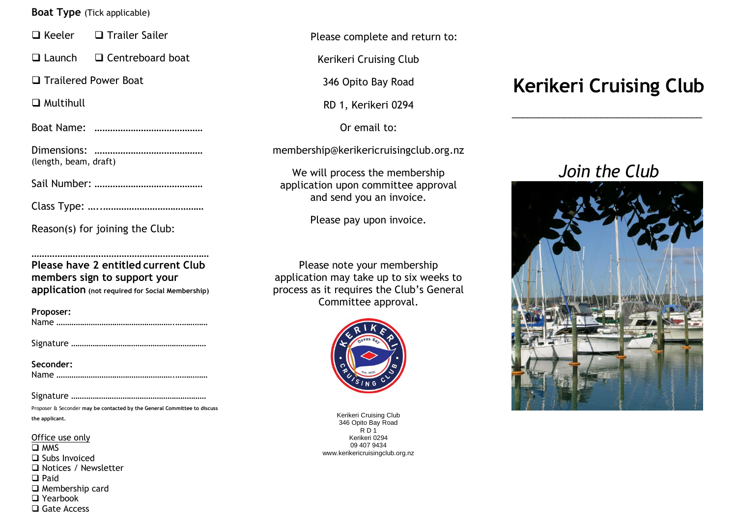**Boat Type** (Tick applicable)

- ❑ Keeler
- ❑ Trailer Sailer
- ❑ Launch
- ❑ Centreboard boat
- ❑ Trailered Power Boat
- ❑ Multihull

Boat Name: ……………………………………

Dimensions: ……………………………………
(length, beam, draft)

Sail Number: ……………………………………

Class Type: ….…………………………………

Reason(s) for joining the Club:

……………………………………………………………

**Please have 2 entitled current Club members sign to support your application** **(not required for Social Membership)**

**Proposer:**
Name ……………………………………………..……………

Signature ……………………………………………………

**Seconder:**
Name ……………………………………………..……………

Signature ……………………………………………………

Proposer & Seconder **may be contacted by the General Committee to discuss the applicant.**

Office use only

- ❑ MMS
- ❑ Subs Invoiced
- ❑ Notices / Newsletter
- ❑ Paid
- ❑ Membership card
- ❑ Yearbook
- ❑ Gate Access

Please complete and return to:

Kerikeri Cruising Club

346 Opito Bay Road

RD 1, Kerikeri 0294

Or email to:

membership@kerikericruisingclub.org.nz

We will process the membership application upon committee approval and send you an invoice.

Please pay upon invoice.

Please note your membership application may take up to six weeks to process as it requires the Club's General Committee approval.

Kerikeri Cruising Club
346 Opito Bay Road
R D 1
Kerikeri 0294
09 407 9434
www.kerikericruisingclub.org.nz

# Kerikeri Cruising Club

## *Join the Club*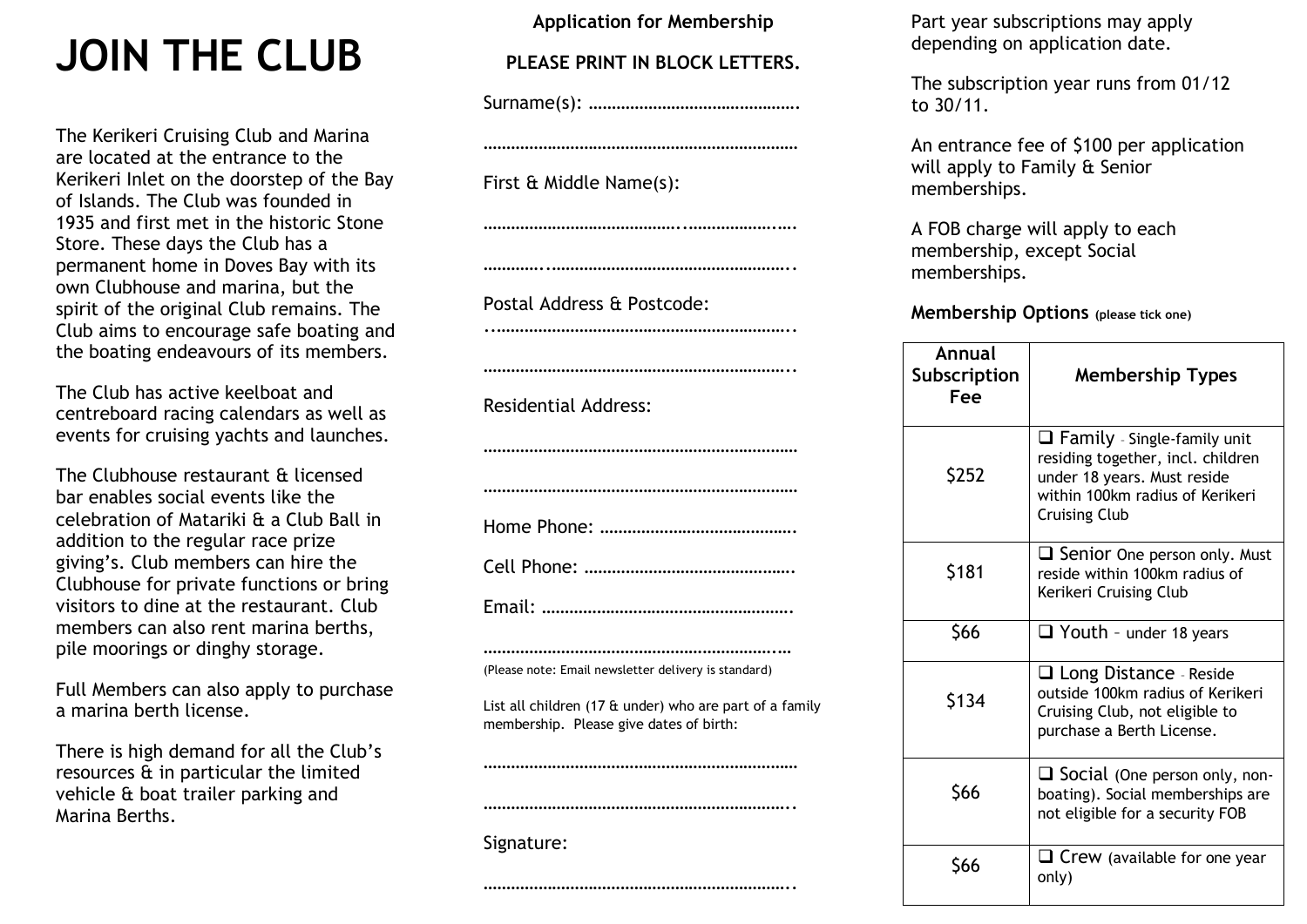# JOIN THE CLUB

The Kerikeri Cruising Club and Marina are located at the entrance to the Kerikeri Inlet on the doorstep of the Bay of Islands. The Club was founded in 1935 and first met in the historic Stone Store. These days the Club has a permanent home in Doves Bay with its own Clubhouse and marina, but the spirit of the original Club remains. The Club aims to encourage safe boating and the boating endeavours of its members.

The Club has active keelboat and centreboard racing calendars as well as events for cruising yachts and launches.

The Clubhouse restaurant & licensed bar enables social events like the celebration of Matariki & a Club Ball in addition to the regular race prize giving's. Club members can hire the Clubhouse for private functions or bring visitors to dine at the restaurant. Club members can also rent marina berths, pile moorings or dinghy storage.

Full Members can also apply to purchase a marina berth license.

There is high demand for all the Club's resources & in particular the limited vehicle & boat trailer parking and Marina Berths.

**Application for Membership**

**PLEASE PRINT IN BLOCK LETTERS.**

Surname(s): ……………………………………….

……………………………………………………………

First & Middle Name(s):

……………………………………..……………….….

…………..……………………………………………..

Postal Address & Postcode:

..…………………………………………………………..

…………………………………………………………..

Residential Address:

……………………………………………………………

……………………………………………………………

Home Phone: …………………………………….

Cell Phone: ……………………………………….

Email: ……………………………………………….

…………………………………………………………..…

(Please note: Email newsletter delivery is standard)

List all children (17 & under) who are part of a family membership. Please give dates of birth:

……………………………………………………………

…………………………………………………………..

Signature:

…………………………………………………………..

Part year subscriptions may apply depending on application date.

The subscription year runs from 01/12 to 30/11.

An entrance fee of $100 per application will apply to Family & Senior memberships.

A FOB charge will apply to each membership, except Social memberships.

**Membership Options** (please tick one)

| Annual Subscription Fee | Membership Types |
|---|---|
| $252 | ❑ Family - Single-family unit residing together, incl. children under 18 years. Must reside within 100km radius of Kerikeri Cruising Club |
| $181 | ❑ Senior One person only. Must reside within 100km radius of Kerikeri Cruising Club |
| $66 | ❑ Youth – under 18 years |
| $134 | ❑ Long Distance - Reside outside 100km radius of Kerikeri Cruising Club, not eligible to purchase a Berth License. |
| $66 | ❑ Social (One person only, non-boating). Social memberships are not eligible for a security FOB |
| $66 | ❑ Crew (available for one year only) |